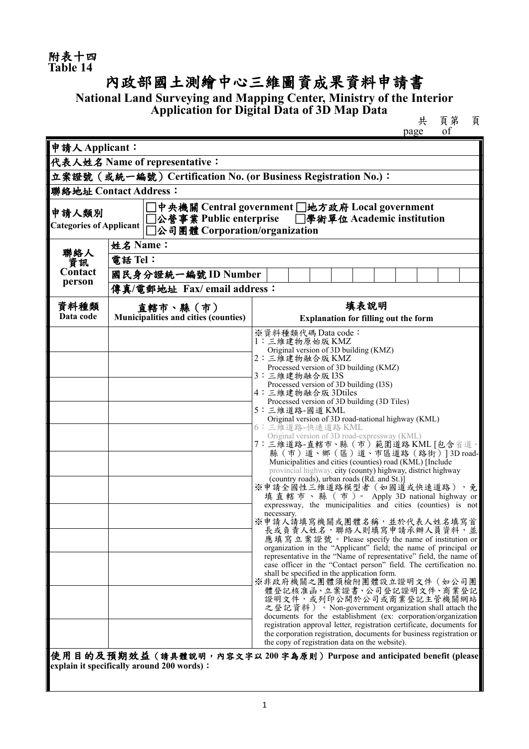附表十四
Table 14

# 內政部國土測繪中心三維圖資成果資料申請書

## National Land Surveying and Mapping Center, Ministry of the Interior Application for Digital Data of 3D Map Data

共　頁第　頁
page　of

| | |
|---|---|
| **申請人 Applicant：** | |
| **代表人姓名 Name of representative：** | |
| **立案證號（或統一編號）Certification No. (or Business Registration No.)：** | |
| **聯絡地址 Contact Address：** | |
| **申請人類別 Categories of Applicant** | □中央機關 Central government □地方政府 Local government □公營事業 Public enterprise □學術單位 Academic institution □公司團體 Corporation/organization |

| 聯絡人資訊 Contact person | |
|---|---|
| | **姓名 Name：** |
| | **電話 Tel：** |
| | **國民身分證統一編號 ID Number** |
| | **傳真/電郵地址 Fax/ email address：** |

| 資料種類 Data code | 直轄市、縣（市） Municipalities and cities (counties) | 填表說明 Explanation for filling out the form |
|---|---|---|
| | | ※資料種類代碼 Data code：<br>1：三維建物原始版 KMZ<br>Original version of 3D building (KMZ)<br>2：三維建物融合版 KMZ<br>Processed version of 3D building (KMZ)<br>3：三維建物融合版 I3S<br>Processed version of 3D building (I3S)<br>4：三維建物融合版 3Dtiles<br>Processed version of 3D building (3D Tiles)<br>5：三維道路-國道 KML<br>Original version of 3D road-national highway (KML)<br>6：三維道路-快速道路 KML<br>Original version of 3D road-expressway (KML)<br>7：三維道路-直轄市、縣（市）範圍道路 KML [包含省道、縣（市）道、鄉（區）道、市區道路（路街）] 3D road-Municipalities and cities (counties) road (KML) [Include provincial highway, city (county) highway, district highway (country roads), urban roads (Rd. and St.)]<br>※申請全國性三維道路模型者（如國道或快速道路），免填直轄市、縣（市）。 Apply 3D national highway or expressway, the municipalities and cities (counties) is not necessary.<br>※申請人請填寫機關或團體名稱，並於代表人姓名填寫首長或負責人姓名，聯絡人則填寫申請承辦人員資料，並應填寫立案證號。Please specify the name of institution or organization in the "Applicant" field; the name of principal or representative in the "Name of representative" field, the name of case officer in the "Contact person" field. The certification no. shall be specified in the application form.<br>※非政府機關之團體須檢附團體設立證明文件（如公司團體登記核准函、立案證書、公司登記證明文件、商業登記證明文件，或列印公開於公司或商業登記主管機關網站之登記資料）。Non-government organization shall attach the documents for the establishment (ex: corporation/organization registration approval letter, registration certificate, documents for the corporation registration, documents for business registration or the copy of registration data on the website). |
| | | |
| | | |
| | | |
| | | |
| | | |
| | | |
| | | |
| | | |
| | | |
| | | |
| | | |

**使用目的及預期效益（請具體說明，內容文字以 200 字為原則）Purpose and anticipated benefit (please explain it specifically around 200 words)：**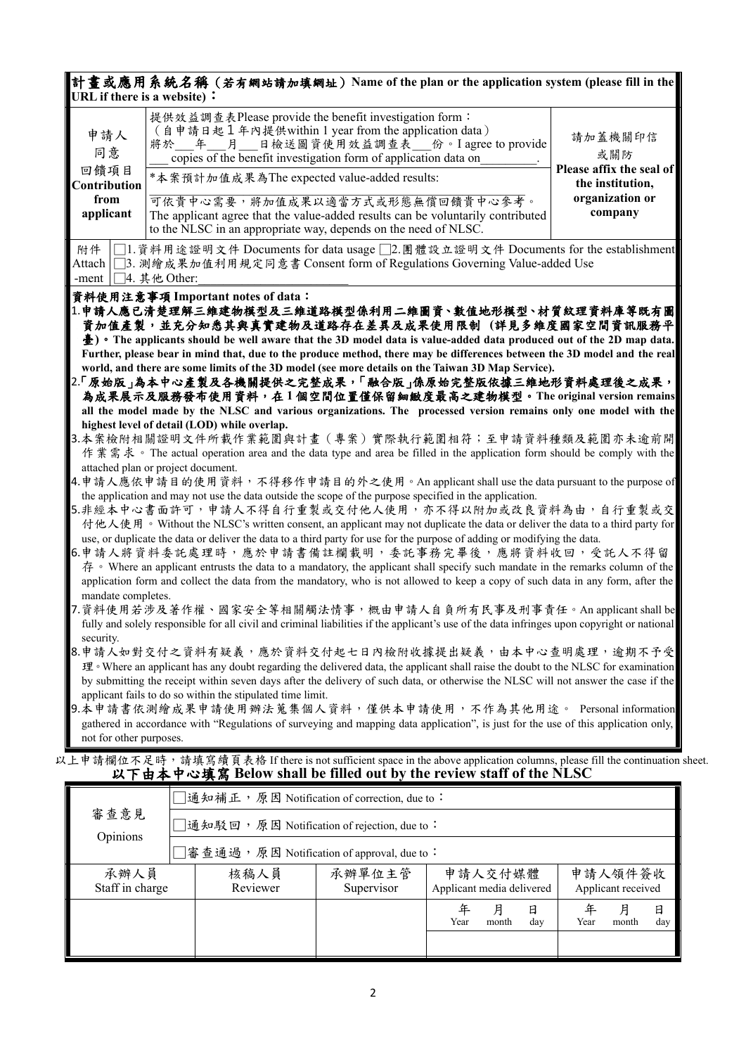**計畫或應用系統名稱（若有網站請加填網址）Name of the plan or the application system (please fill in the URL if there is a website)：**

| 申請人同意回饋項目 Contribution from applicant | 提供效益調查表Please provide the benefit investigation form：（自申請日起 1 年內提供within 1 year from the application data）將於___年___月___日檢送圖資使用效益調查表___份。I agree to provide ___ copies of the benefit investigation form of application data on________. | 請加蓋機關印信或關防 Please affix the seal of the institution, organization or company |
|---|---|---|
| | *本案預計加值成果為The expected value-added results: ______ 可依貴中心需要，將加值成果以適當方式或形態無償回饋貴中心參考。The applicant agree that the value-added results can be voluntarily contributed to the NLSC in an appropriate way, depends on the need of NLSC. | |

| 附件 Attach -ment | □1.資料用途證明文件 Documents for data usage □2.團體設立證明文件 Documents for the establishment □3. 測繪成果加值利用規定同意書 Consent form of Regulations Governing Value-added Use □4. 其他 Other:________________ |
|---|---|

**資料使用注意事項 Important notes of data：**

1. **申請人應已清楚理解三維建物模型及三維道路模型係利用二維圖資、數值地形模型、材質紋理資料庫等既有圖資加值產製，並充分知悉其與真實建物及道路存在差異及成果使用限制（詳見多維度國家空間資訊服務平臺）。The applicants should be well aware that the 3D model data is value-added data produced out of the 2D map data. Further, please bear in mind that, due to the produce method, there may be differences between the 3D model and the real world, and there are some limits of the 3D model (see more details on the Taiwan 3D Map Service).**
2. **「原始版」為本中心產製及各機關提供之完整成果，「融合版」係原始完整版依據三維地形資料處理後之成果，為成果展示及服務發布使用資料，在 1 個空間位置僅保留細緻度最高之建物模型。The original version remains all the model made by the NLSC and various organizations. The processed version remains only one model with the highest level of detail (LOD) while overlap.**
3. 本案檢附相關證明文件所載作業範圍與計畫（專案）實際執行範圍相符；至申請資料種類及範圍亦未逾前開作業需求。The actual operation area and the data type and area be filled in the application form should be comply with the attached plan or project document.
4. 申請人應依申請目的使用資料，不得移作申請目的外之使用。An applicant shall use the data pursuant to the purpose of the application and may not use the data outside the scope of the purpose specified in the application.
5. 非經本中心書面許可，申請人不得自行重製或交付他人使用，亦不得以附加或改良資料為由，自行重製或交付他人使用。Without the NLSC's written consent, an applicant may not duplicate the data or deliver the data to a third party for use, or duplicate the data or deliver the data to a third party for use for the purpose of adding or modifying the data.
6. 申請人將資料委託處理時，應於申請書備註欄載明，委託事務完畢後，應將資料收回，受託人不得留存。Where an applicant entrusts the data to a mandatory, the applicant shall specify such mandate in the remarks column of the application form and collect the data from the mandatory, who is not allowed to keep a copy of such data in any form, after the mandate completes.
7. 資料使用若涉及著作權、國家安全等相關觸法情事，概由申請人自負所有民事及刑事責任。An applicant shall be fully and solely responsible for all civil and criminal liabilities if the applicant's use of the data infringes upon copyright or national security.
8. 申請人如對交付之資料有疑義，應於資料交付起七日內檢附收據提出疑義，由本中心查明處理，逾期不予受理。Where an applicant has any doubt regarding the delivered data, the applicant shall raise the doubt to the NLSC for examination by submitting the receipt within seven days after the delivery of such data, or otherwise the NLSC will not answer the case if the applicant fails to do so within the stipulated time limit.
9. 本申請書依測繪成果申請使用辦法蒐集個人資料，僅供本申請使用，不作為其他用途。 Personal information gathered in accordance with "Regulations of surveying and mapping data application", is just for the use of this application only, not for other purposes.

以上申請欄位不足時，請填寫續頁表格 If there is not sufficient space in the above application columns, please fill the continuation sheet.

**以下由本中心填寫 Below shall be filled out by the review staff of the NLSC**

| 審查意見 Opinions | □通知補正，原因 Notification of correction, due to： | | | |
|---|---|---|---|---|
| | □通知駁回，原因 Notification of rejection, due to： | | | |
| | □審查通過，原因 Notification of approval, due to： | | | |
| 承辦人員 Staff in charge | 核稿人員 Reviewer | 承辦單位主管 Supervisor | 申請人交付媒體 Applicant media delivered | 申請人領件簽收 Applicant received |
| | | | 年 Year 月 month 日 day | 年 Year 月 month 日 day |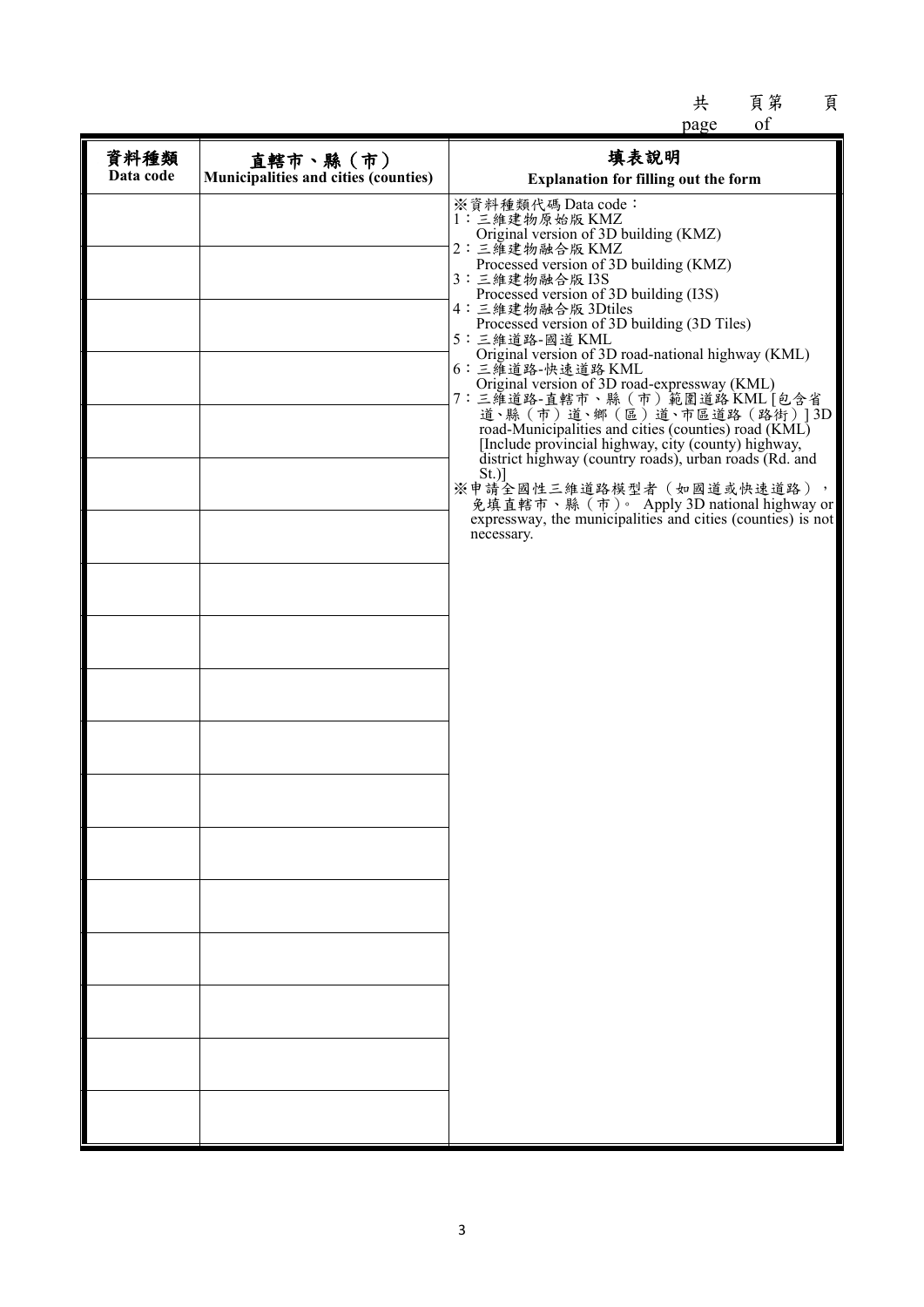共　　頁第　　頁
page　　of

| 資料種類<br>Data code | 直轄市、縣（市）<br>Municipalities and cities (counties) | 填表說明<br>Explanation for filling out the form |
|---|---|---|
| | | ※資料種類代碼 Data code：<br>1：三維建物原始版 KMZ<br>Original version of 3D building (KMZ)<br>2：三維建物融合版 KMZ<br>Processed version of 3D building (KMZ)<br>3：三維建物融合版 I3S<br>Processed version of 3D building (I3S)<br>4：三維建物融合版 3Dtiles<br>Processed version of 3D building (3D Tiles)<br>5：三維道路-國道 KML<br>Original version of 3D road-national highway (KML)<br>6：三維道路-快速道路 KML<br>Original version of 3D road-expressway (KML)<br>7：三維道路-直轄市、縣（市）範圍道路 KML [包含省道、縣（市）道、鄉（區）道、市區道路（路街）] 3D road-Municipalities and cities (counties) road (KML) [Include provincial highway, city (county) highway, district highway (country roads), urban roads (Rd. and St.)]<br>※申請全國性三維道路模型者（如國道或快速道路），免填直轄市、縣（市）。 Apply 3D national highway or expressway, the municipalities and cities (counties) is not necessary. |
| | | |
| | | |
| | | |
| | | |
| | | |
| | | |
| | | |
| | | |
| | | |
| | | |
| | | |
| | | |
| | | |
| | | |
| | | |
| | | |
| | | |